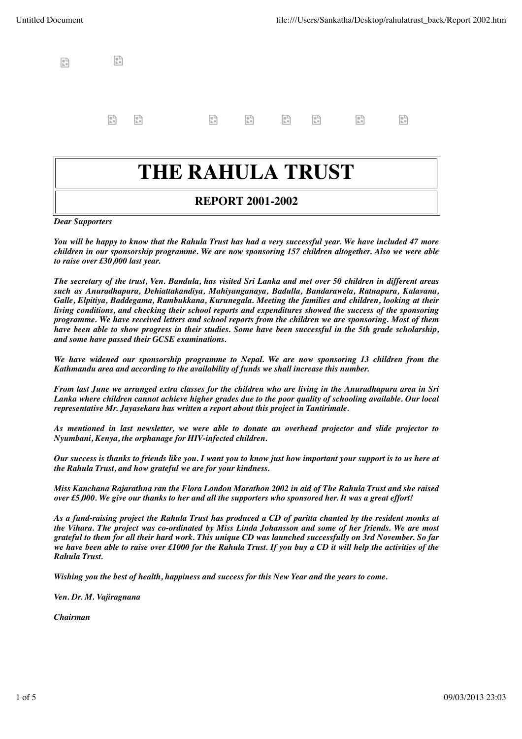# THE RAHULA TRUST

## REPORT 2001-2002

***Dear Supporters***

***You will be happy to know that the Rahula Trust has had a very successful year. We have included 47 more children in our sponsorship programme. We are now sponsoring 157 children altogether. Also we were able to raise over £30,000 last year.***

***The secretary of the trust, Ven. Bandula, has visited Sri Lanka and met over 50 children in different areas such as Anuradhapura, Dehiattakandiya, Mahiyanganaya, Badulla, Bandarawela, Ratnapura, Kalavana, Galle, Elpitiya, Baddegama, Rambukkana, Kurunegala. Meeting the families and children, looking at their living conditions, and checking their school reports and expenditures showed the success of the sponsoring programme. We have received letters and school reports from the children we are sponsoring. Most of them have been able to show progress in their studies. Some have been successful in the 5th grade scholarship, and some have passed their GCSE examinations.***

***We have widened our sponsorship programme to Nepal. We are now sponsoring 13 children from the Kathmandu area and according to the availability of funds we shall increase this number.***

***From last June we arranged extra classes for the children who are living in the Anuradhapura area in Sri Lanka where children cannot achieve higher grades due to the poor quality of schooling available. Our local representative Mr. Jayasekara has written a report about this project in Tantirimale.***

***As mentioned in last newsletter, we were able to donate an overhead projector and slide projector to Nyumbani, Kenya, the orphanage for HIV-infected children.***

***Our success is thanks to friends like you. I want you to know just how important your support is to us here at the Rahula Trust, and how grateful we are for your kindness.***

***Miss Kanchana Rajarathna ran the Flora London Marathon 2002 in aid of The Rahula Trust and she raised over £5,000. We give our thanks to her and all the supporters who sponsored her. It was a great effort!***

***As a fund-raising project the Rahula Trust has produced a CD of paritta chanted by the resident monks at the Vihara. The project was co-ordinated by Miss Linda Johansson and some of her friends. We are most grateful to them for all their hard work. This unique CD was launched successfully on 3rd November. So far we have been able to raise over £1000 for the Rahula Trust. If you buy a CD it will help the activities of the Rahula Trust.***

***Wishing you the best of health, happiness and success for this New Year and the years to come.***

***Ven. Dr. M. Vajiragnana***

***Chairman***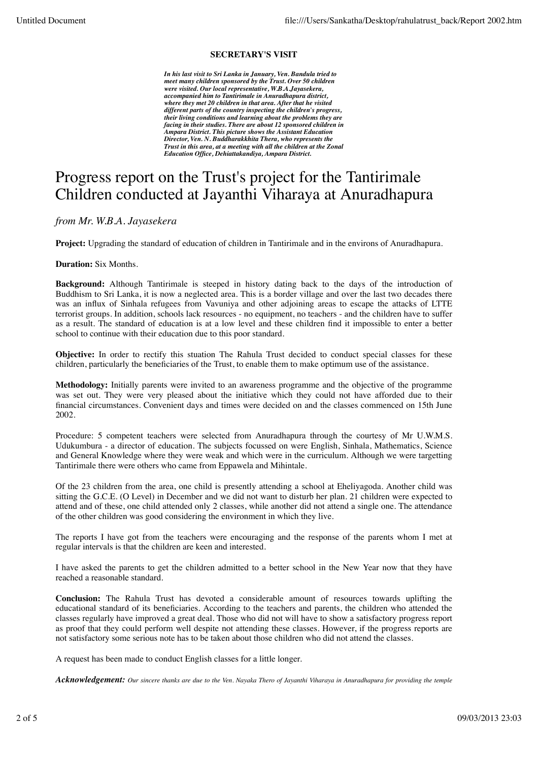**SECRETARY'S VISIT**

***In his last visit to Sri Lanka in January, Ven. Bandula tried to meet many children sponsored by the Trust. Over 50 children were visited. Our local representative, W.B.A Jayasekera, accompanied him to Tantirimale in Anuradhapura district, where they met 20 children in that area. After that he visited different parts of the country inspecting the children's progress, their living conditions and learning about the problems they are facing in their studies. There are about 12 sponsored children in Ampara District. This picture shows the Assistant Education Director, Ven. N. Buddharakkhita Thera, who represents the Trust in this area, at a meeting with all the children at the Zonal Education Office, Dehiattakandiya, Ampara District.***

# Progress report on the Trust's project for the Tantirimale Children conducted at Jayanthi Viharaya at Anuradhapura

*from Mr. W.B.A. Jayasekera*

**Project:** Upgrading the standard of education of children in Tantirimale and in the environs of Anuradhapura.

**Duration:** Six Months.

**Background:** Although Tantirimale is steeped in history dating back to the days of the introduction of Buddhism to Sri Lanka, it is now a neglected area. This is a border village and over the last two decades there was an influx of Sinhala refugees from Vavuniya and other adjoining areas to escape the attacks of LTTE terrorist groups. In addition, schools lack resources - no equipment, no teachers - and the children have to suffer as a result. The standard of education is at a low level and these children find it impossible to enter a better school to continue with their education due to this poor standard.

**Objective:** In order to rectify this stuation The Rahula Trust decided to conduct special classes for these children, particularly the beneficiaries of the Trust, to enable them to make optimum use of the assistance.

**Methodology:** Initially parents were invited to an awareness programme and the objective of the programme was set out. They were very pleased about the initiative which they could not have afforded due to their financial circumstances. Convenient days and times were decided on and the classes commenced on 15th June 2002.

Procedure: 5 competent teachers were selected from Anuradhapura through the courtesy of Mr U.W.M.S. Udukumbura - a director of education. The subjects focussed on were English, Sinhala, Mathematics, Science and General Knowledge where they were weak and which were in the curriculum. Although we were targetting Tantirimale there were others who came from Eppawela and Mihintale.

Of the 23 children from the area, one child is presently attending a school at Eheliyagoda. Another child was sitting the G.C.E. (O Level) in December and we did not want to disturb her plan. 21 children were expected to attend and of these, one child attended only 2 classes, while another did not attend a single one. The attendance of the other children was good considering the environment in which they live.

The reports I have got from the teachers were encouraging and the response of the parents whom I met at regular intervals is that the children are keen and interested.

I have asked the parents to get the children admitted to a better school in the New Year now that they have reached a reasonable standard.

**Conclusion:** The Rahula Trust has devoted a considerable amount of resources towards uplifting the educational standard of its beneficiaries. According to the teachers and parents, the children who attended the classes regularly have improved a great deal. Those who did not will have to show a satisfactory progress report as proof that they could perform well despite not attending these classes. However, if the progress reports are not satisfactory some serious note has to be taken about those children who did not attend the classes.

A request has been made to conduct English classes for a little longer.

***Acknowledgement:*** *Our sincere thanks are due to the Ven. Nayaka Thero of Jayanthi Viharaya in Anuradhapura for providing the temple*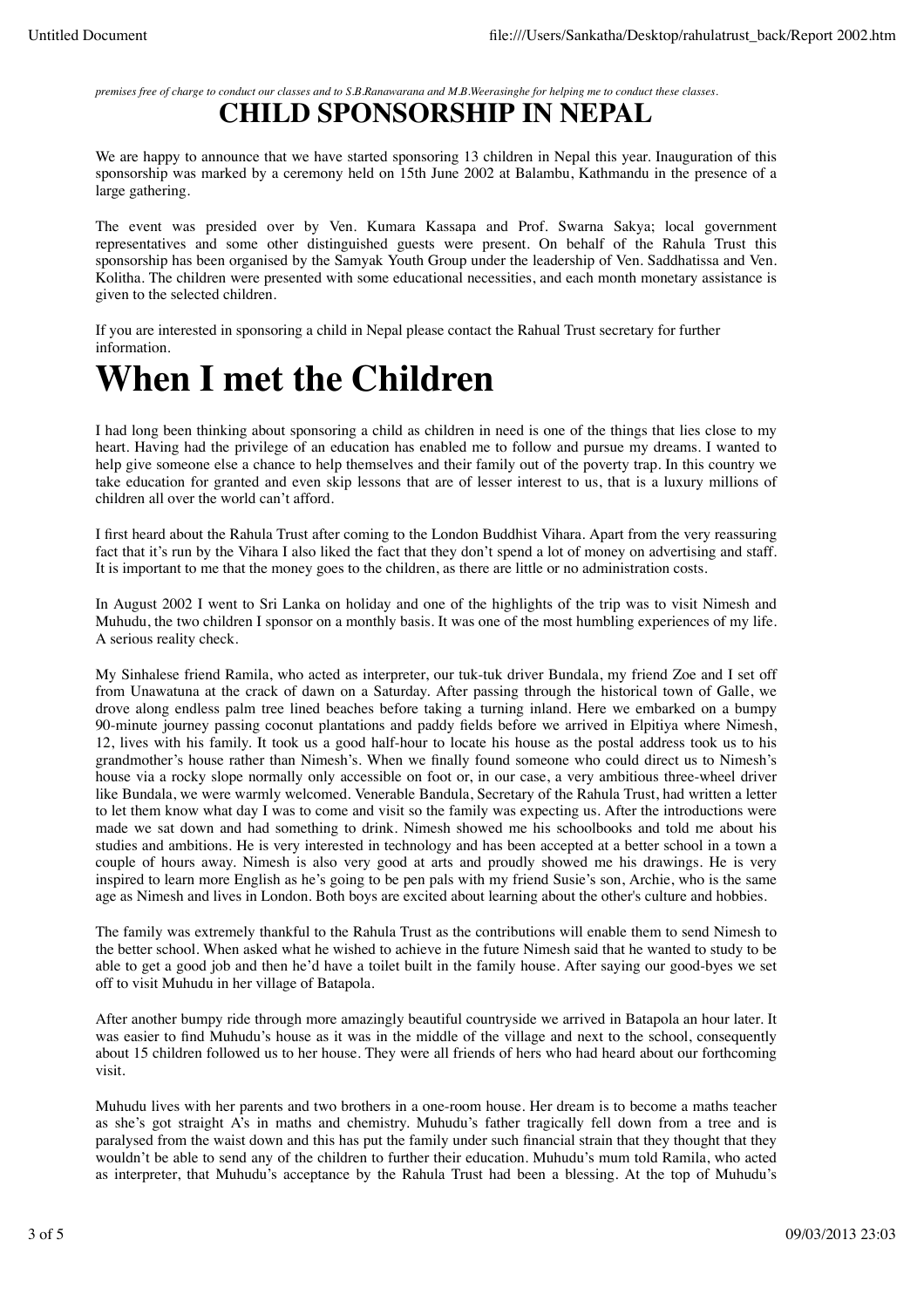*premises free of charge to conduct our classes and to S.B.Ranawarana and M.B.Weerasinghe for helping me to conduct these classes.*

## CHILD SPONSORSHIP IN NEPAL

We are happy to announce that we have started sponsoring 13 children in Nepal this year. Inauguration of this sponsorship was marked by a ceremony held on 15th June 2002 at Balambu, Kathmandu in the presence of a large gathering.

The event was presided over by Ven. Kumara Kassapa and Prof. Swarna Sakya; local government representatives and some other distinguished guests were present. On behalf of the Rahula Trust this sponsorship has been organised by the Samyak Youth Group under the leadership of Ven. Saddhatissa and Ven. Kolitha. The children were presented with some educational necessities, and each month monetary assistance is given to the selected children.

If you are interested in sponsoring a child in Nepal please contact the Rahual Trust secretary for further information.

# When I met the Children

I had long been thinking about sponsoring a child as children in need is one of the things that lies close to my heart. Having had the privilege of an education has enabled me to follow and pursue my dreams. I wanted to help give someone else a chance to help themselves and their family out of the poverty trap. In this country we take education for granted and even skip lessons that are of lesser interest to us, that is a luxury millions of children all over the world can't afford.

I first heard about the Rahula Trust after coming to the London Buddhist Vihara. Apart from the very reassuring fact that it's run by the Vihara I also liked the fact that they don't spend a lot of money on advertising and staff. It is important to me that the money goes to the children, as there are little or no administration costs.

In August 2002 I went to Sri Lanka on holiday and one of the highlights of the trip was to visit Nimesh and Muhudu, the two children I sponsor on a monthly basis. It was one of the most humbling experiences of my life. A serious reality check.

My Sinhalese friend Ramila, who acted as interpreter, our tuk-tuk driver Bundala, my friend Zoe and I set off from Unawatuna at the crack of dawn on a Saturday. After passing through the historical town of Galle, we drove along endless palm tree lined beaches before taking a turning inland. Here we embarked on a bumpy 90-minute journey passing coconut plantations and paddy fields before we arrived in Elpitiya where Nimesh, 12, lives with his family. It took us a good half-hour to locate his house as the postal address took us to his grandmother's house rather than Nimesh's. When we finally found someone who could direct us to Nimesh's house via a rocky slope normally only accessible on foot or, in our case, a very ambitious three-wheel driver like Bundala, we were warmly welcomed. Venerable Bandula, Secretary of the Rahula Trust, had written a letter to let them know what day I was to come and visit so the family was expecting us. After the introductions were made we sat down and had something to drink. Nimesh showed me his schoolbooks and told me about his studies and ambitions. He is very interested in technology and has been accepted at a better school in a town a couple of hours away. Nimesh is also very good at arts and proudly showed me his drawings. He is very inspired to learn more English as he's going to be pen pals with my friend Susie's son, Archie, who is the same age as Nimesh and lives in London. Both boys are excited about learning about the other's culture and hobbies.

The family was extremely thankful to the Rahula Trust as the contributions will enable them to send Nimesh to the better school. When asked what he wished to achieve in the future Nimesh said that he wanted to study to be able to get a good job and then he'd have a toilet built in the family house. After saying our good-byes we set off to visit Muhudu in her village of Batapola.

After another bumpy ride through more amazingly beautiful countryside we arrived in Batapola an hour later. It was easier to find Muhudu's house as it was in the middle of the village and next to the school, consequently about 15 children followed us to her house. They were all friends of hers who had heard about our forthcoming visit.

Muhudu lives with her parents and two brothers in a one-room house. Her dream is to become a maths teacher as she's got straight A's in maths and chemistry. Muhudu's father tragically fell down from a tree and is paralysed from the waist down and this has put the family under such financial strain that they thought that they wouldn't be able to send any of the children to further their education. Muhudu's mum told Ramila, who acted as interpreter, that Muhudu's acceptance by the Rahula Trust had been a blessing. At the top of Muhudu's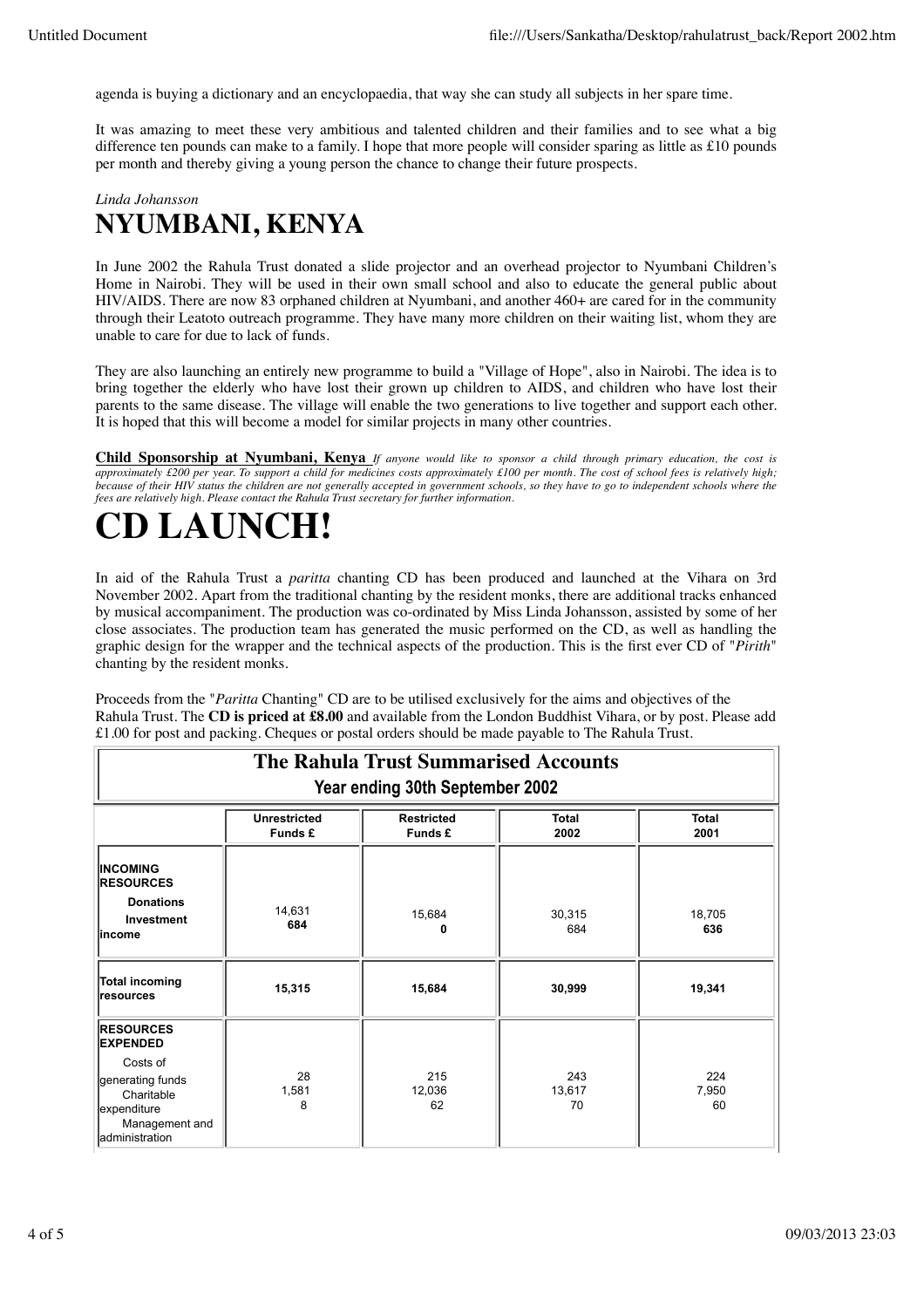agenda is buying a dictionary and an encyclopaedia, that way she can study all subjects in her spare time.

It was amazing to meet these very ambitious and talented children and their families and to see what a big difference ten pounds can make to a family. I hope that more people will consider sparing as little as £10 pounds per month and thereby giving a young person the chance to change their future prospects.

*Linda Johansson*

# NYUMBANI, KENYA

In June 2002 the Rahula Trust donated a slide projector and an overhead projector to Nyumbani Children's Home in Nairobi. They will be used in their own small school and also to educate the general public about HIV/AIDS. There are now 83 orphaned children at Nyumbani, and another 460+ are cared for in the community through their Leatoto outreach programme. They have many more children on their waiting list, whom they are unable to care for due to lack of funds.

They are also launching an entirely new programme to build a "Village of Hope", also in Nairobi. The idea is to bring together the elderly who have lost their grown up children to AIDS, and children who have lost their parents to the same disease. The village will enable the two generations to live together and support each other. It is hoped that this will become a model for similar projects in many other countries.

**Child Sponsorship at Nyumbani, Kenya** *If anyone would like to sponsor a child through primary education, the cost is approximately £200 per year. To support a child for medicines costs approximately £100 per month. The cost of school fees is relatively high; because of their HIV status the children are not generally accepted in government schools, so they have to go to independent schools where the fees are relatively high. Please contact the Rahula Trust secretary for further information.*

# CD LAUNCH!

In aid of the Rahula Trust a *paritta* chanting CD has been produced and launched at the Vihara on 3rd November 2002. Apart from the traditional chanting by the resident monks, there are additional tracks enhanced by musical accompaniment. The production was co-ordinated by Miss Linda Johansson, assisted by some of her close associates. The production team has generated the music performed on the CD, as well as handling the graphic design for the wrapper and the technical aspects of the production. This is the first ever CD of "*Pirith*" chanting by the resident monks.

Proceeds from the "*Paritta* Chanting" CD are to be utilised exclusively for the aims and objectives of the Rahula Trust. The **CD is priced at £8.00** and available from the London Buddhist Vihara, or by post. Please add £1.00 for post and packing. Cheques or postal orders should be made payable to The Rahula Trust.

**The Rahula Trust Summarised Accounts**
**Year ending 30th September 2002**

| | Unrestricted Funds £ | Restricted Funds £ | Total 2002 | Total 2001 |
|---|---|---|---|---|
| **INCOMING RESOURCES** | | | | |
| **Donations** | 14,631 | 15,684 | 30,315 | 18,705 |
| **Investment income** | **684** | **0** | 684 | **636** |
| **Total incoming resources** | **15,315** | **15,684** | **30,999** | **19,341** |
| **RESOURCES EXPENDED** | | | | |
| Costs of generating funds | 28 | 215 | 243 | 224 |
| Charitable expenditure | 1,581 | 12,036 | 13,617 | 7,950 |
| Management and administration | 8 | 62 | 70 | 60 |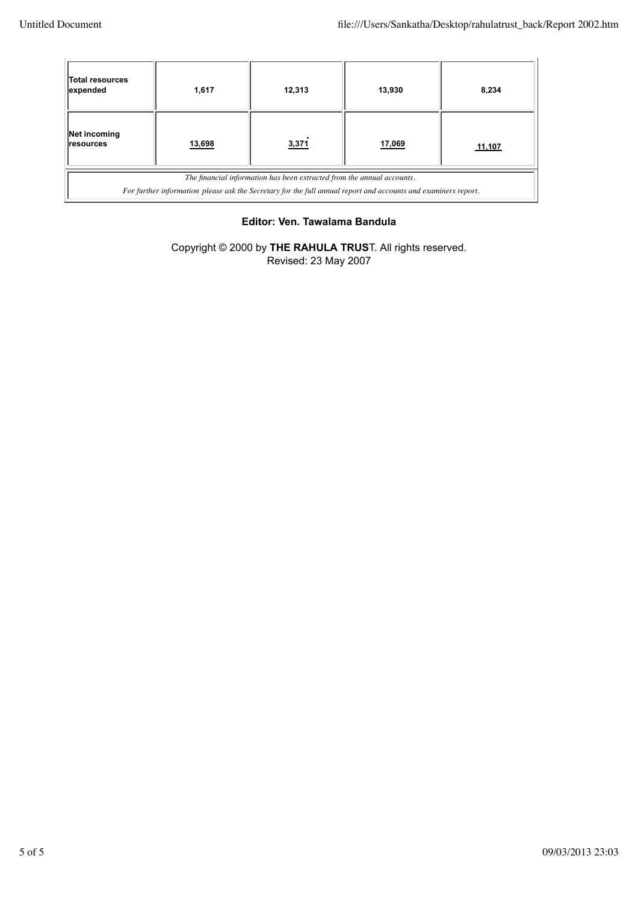| | | | | |
|---|---|---|---|---|
| **Total resources expended** | **1,617** | **12,313** | **13,930** | **8,234** |
| **Net incoming resources** | **13,698** | **3,371** | **17,069** | **11,107** |

*The financial information has been extracted from the annual accounts.*

*For further information please ask the Secretary for the full annual report and accounts and examiners report.*

**Editor: Ven. Tawalama Bandula**

Copyright © 2000 by **THE RAHULA TRUS**T. All rights reserved.
Revised: 23 May 2007